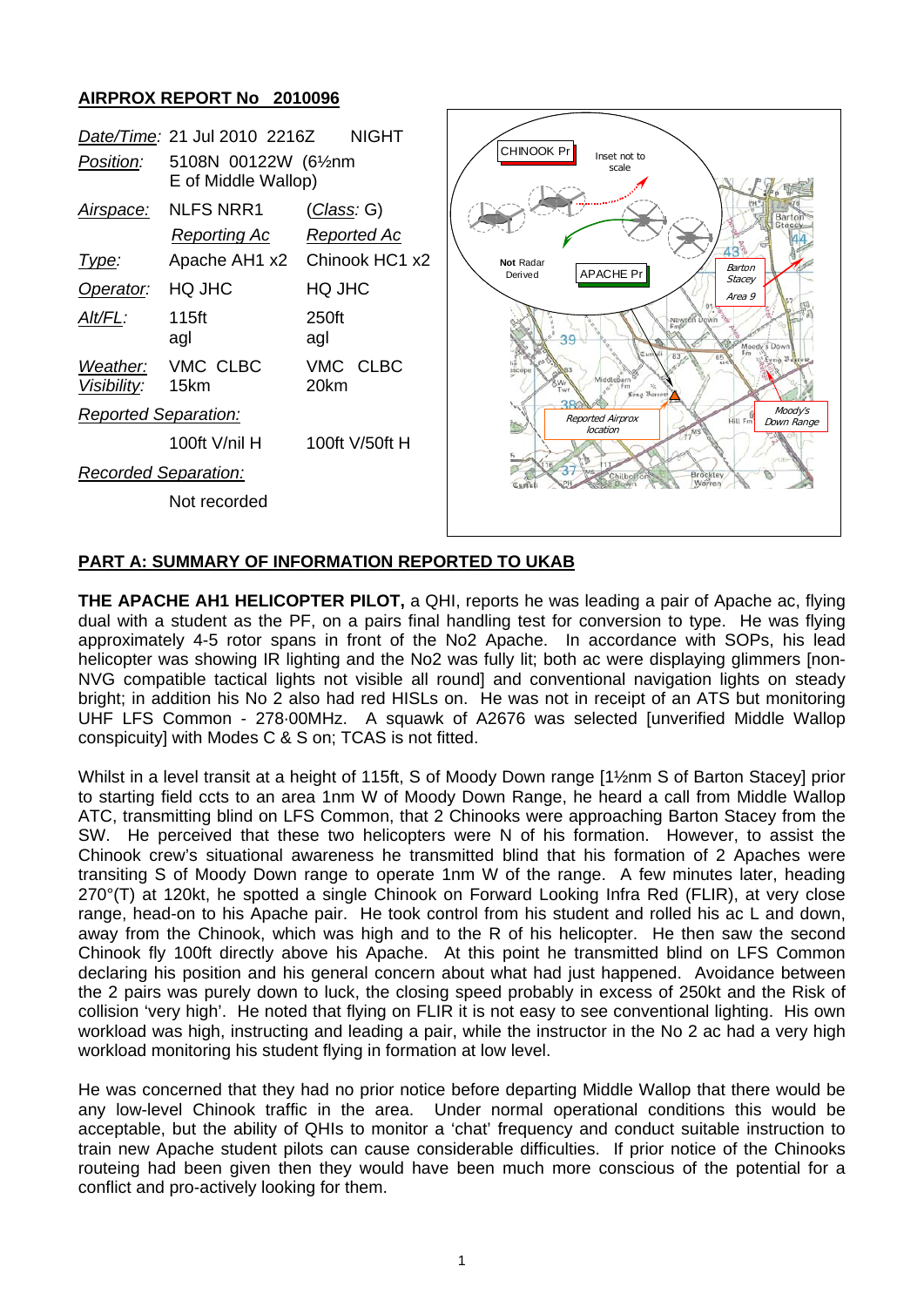## AIRPROX REPORT No 2010096

| | | |
|---|---|---|
| *Date/Time:* | 21 Jul 2010 2216Z | NIGHT |
| *Position:* | 5108N 00122W (6½nm E of Middle Wallop) | |
| *Airspace:* | NLFS NRR1 | (*Class*: G) |
| | *Reporting Ac* | *Reported Ac* |
| *Type:* | Apache AH1 x2 | Chinook HC1 x2 |
| *Operator:* | HQ JHC | HQ JHC |
| *Alt/FL:* | 115ft agl | 250ft agl |
| *Weather:* | VMC CLBC | VMC CLBC |
| *Visibility:* | 15km | 20km |
| *Reported Separation:* | | |
| | 100ft V/nil H | 100ft V/50ft H |
| *Recorded Separation:* | | |
| | Not recorded | |

## PART A: SUMMARY OF INFORMATION REPORTED TO UKAB

**THE APACHE AH1 HELICOPTER PILOT,** a QHI, reports he was leading a pair of Apache ac, flying dual with a student as the PF, on a pairs final handling test for conversion to type. He was flying approximately 4-5 rotor spans in front of the No2 Apache. In accordance with SOPs, his lead helicopter was showing IR lighting and the No2 was fully lit; both ac were displaying glimmers [non-NVG compatible tactical lights not visible all round] and conventional navigation lights on steady bright; in addition his No 2 also had red HISLs on. He was not in receipt of an ATS but monitoring UHF LFS Common - 278·00MHz. A squawk of A2676 was selected [unverified Middle Wallop conspicuity] with Modes C & S on; TCAS is not fitted.

Whilst in a level transit at a height of 115ft, S of Moody Down range [1½nm S of Barton Stacey] prior to starting field ccts to an area 1nm W of Moody Down Range, he heard a call from Middle Wallop ATC, transmitting blind on LFS Common, that 2 Chinooks were approaching Barton Stacey from the SW. He perceived that these two helicopters were N of his formation. However, to assist the Chinook crew's situational awareness he transmitted blind that his formation of 2 Apaches were transiting S of Moody Down range to operate 1nm W of the range. A few minutes later, heading 270°(T) at 120kt, he spotted a single Chinook on Forward Looking Infra Red (FLIR), at very close range, head-on to his Apache pair. He took control from his student and rolled his ac L and down, away from the Chinook, which was high and to the R of his helicopter. He then saw the second Chinook fly 100ft directly above his Apache. At this point he transmitted blind on LFS Common declaring his position and his general concern about what had just happened. Avoidance between the 2 pairs was purely down to luck, the closing speed probably in excess of 250kt and the Risk of collision 'very high'. He noted that flying on FLIR it is not easy to see conventional lighting. His own workload was high, instructing and leading a pair, while the instructor in the No 2 ac had a very high workload monitoring his student flying in formation at low level.

He was concerned that they had no prior notice before departing Middle Wallop that there would be any low-level Chinook traffic in the area. Under normal operational conditions this would be acceptable, but the ability of QHIs to monitor a 'chat' frequency and conduct suitable instruction to train new Apache student pilots can cause considerable difficulties. If prior notice of the Chinooks routeing had been given then they would have been much more conscious of the potential for a conflict and pro-actively looking for them.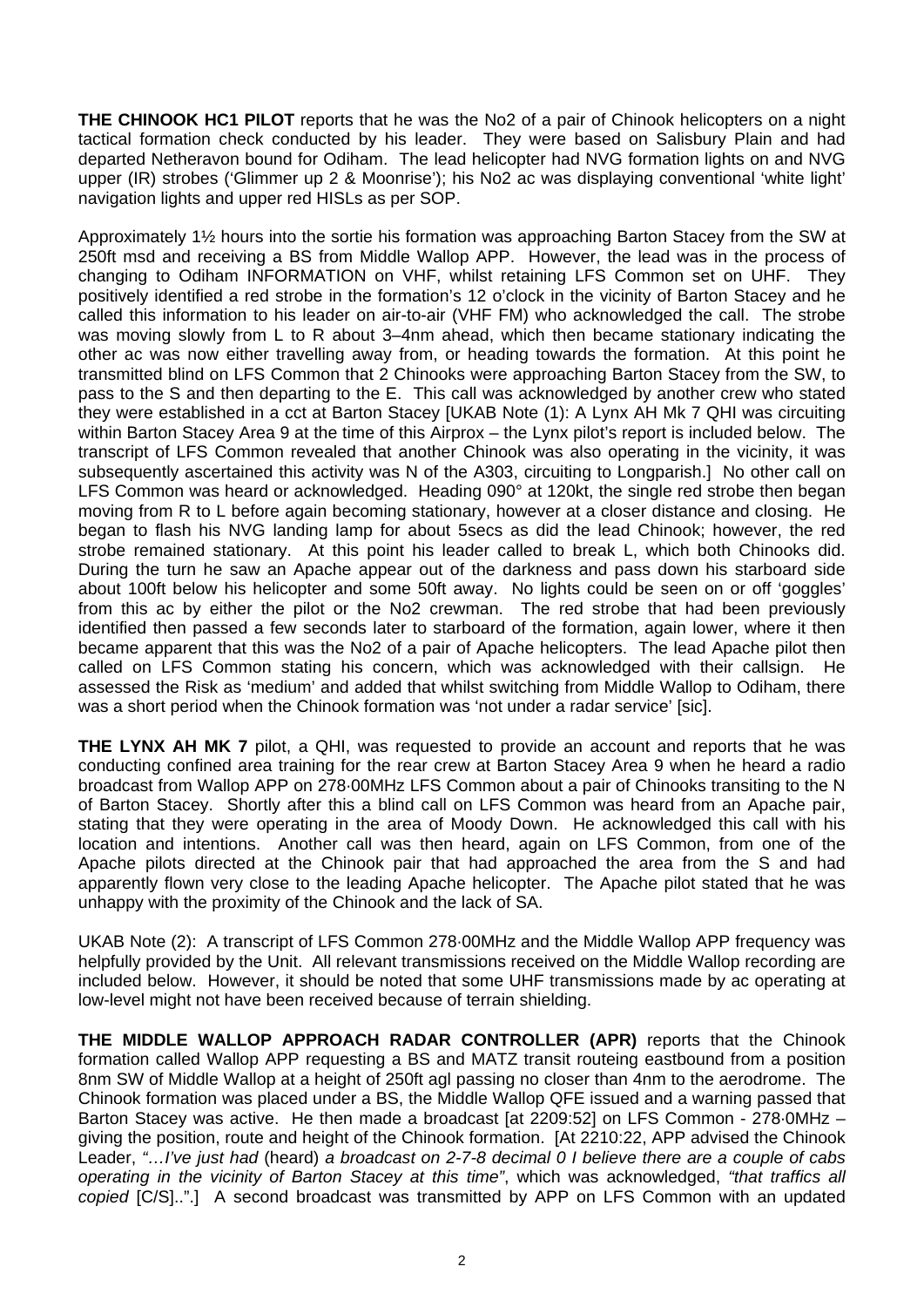**THE CHINOOK HC1 PILOT** reports that he was the No2 of a pair of Chinook helicopters on a night tactical formation check conducted by his leader. They were based on Salisbury Plain and had departed Netheravon bound for Odiham. The lead helicopter had NVG formation lights on and NVG upper (IR) strobes ('Glimmer up 2 & Moonrise'); his No2 ac was displaying conventional 'white light' navigation lights and upper red HISLs as per SOP.

Approximately 1½ hours into the sortie his formation was approaching Barton Stacey from the SW at 250ft msd and receiving a BS from Middle Wallop APP. However, the lead was in the process of changing to Odiham INFORMATION on VHF, whilst retaining LFS Common set on UHF. They positively identified a red strobe in the formation's 12 o'clock in the vicinity of Barton Stacey and he called this information to his leader on air-to-air (VHF FM) who acknowledged the call. The strobe was moving slowly from L to R about 3–4nm ahead, which then became stationary indicating the other ac was now either travelling away from, or heading towards the formation. At this point he transmitted blind on LFS Common that 2 Chinooks were approaching Barton Stacey from the SW, to pass to the S and then departing to the E. This call was acknowledged by another crew who stated they were established in a cct at Barton Stacey [UKAB Note (1): A Lynx AH Mk 7 QHI was circuiting within Barton Stacey Area 9 at the time of this Airprox – the Lynx pilot's report is included below. The transcript of LFS Common revealed that another Chinook was also operating in the vicinity, it was subsequently ascertained this activity was N of the A303, circuiting to Longparish.] No other call on LFS Common was heard or acknowledged. Heading 090° at 120kt, the single red strobe then began moving from R to L before again becoming stationary, however at a closer distance and closing. He began to flash his NVG landing lamp for about 5secs as did the lead Chinook; however, the red strobe remained stationary. At this point his leader called to break L, which both Chinooks did. During the turn he saw an Apache appear out of the darkness and pass down his starboard side about 100ft below his helicopter and some 50ft away. No lights could be seen on or off 'goggles' from this ac by either the pilot or the No2 crewman. The red strobe that had been previously identified then passed a few seconds later to starboard of the formation, again lower, where it then became apparent that this was the No2 of a pair of Apache helicopters. The lead Apache pilot then called on LFS Common stating his concern, which was acknowledged with their callsign. He assessed the Risk as 'medium' and added that whilst switching from Middle Wallop to Odiham, there was a short period when the Chinook formation was 'not under a radar service' [sic].

**THE LYNX AH MK 7** pilot, a QHI, was requested to provide an account and reports that he was conducting confined area training for the rear crew at Barton Stacey Area 9 when he heard a radio broadcast from Wallop APP on 278·00MHz LFS Common about a pair of Chinooks transiting to the N of Barton Stacey. Shortly after this a blind call on LFS Common was heard from an Apache pair, stating that they were operating in the area of Moody Down. He acknowledged this call with his location and intentions. Another call was then heard, again on LFS Common, from one of the Apache pilots directed at the Chinook pair that had approached the area from the S and had apparently flown very close to the leading Apache helicopter. The Apache pilot stated that he was unhappy with the proximity of the Chinook and the lack of SA.

UKAB Note (2): A transcript of LFS Common 278·00MHz and the Middle Wallop APP frequency was helpfully provided by the Unit. All relevant transmissions received on the Middle Wallop recording are included below. However, it should be noted that some UHF transmissions made by ac operating at low-level might not have been received because of terrain shielding.

**THE MIDDLE WALLOP APPROACH RADAR CONTROLLER (APR)** reports that the Chinook formation called Wallop APP requesting a BS and MATZ transit routeing eastbound from a position 8nm SW of Middle Wallop at a height of 250ft agl passing no closer than 4nm to the aerodrome. The Chinook formation was placed under a BS, the Middle Wallop QFE issued and a warning passed that Barton Stacey was active. He then made a broadcast [at 2209:52] on LFS Common - 278·0MHz – giving the position, route and height of the Chinook formation. [At 2210:22, APP advised the Chinook Leader, *"…I've just had* (heard) *a broadcast on 2-7-8 decimal 0 I believe there are a couple of cabs operating in the vicinity of Barton Stacey at this time"*, which was acknowledged, *"that traffics all copied* [C/S]..".] A second broadcast was transmitted by APP on LFS Common with an updated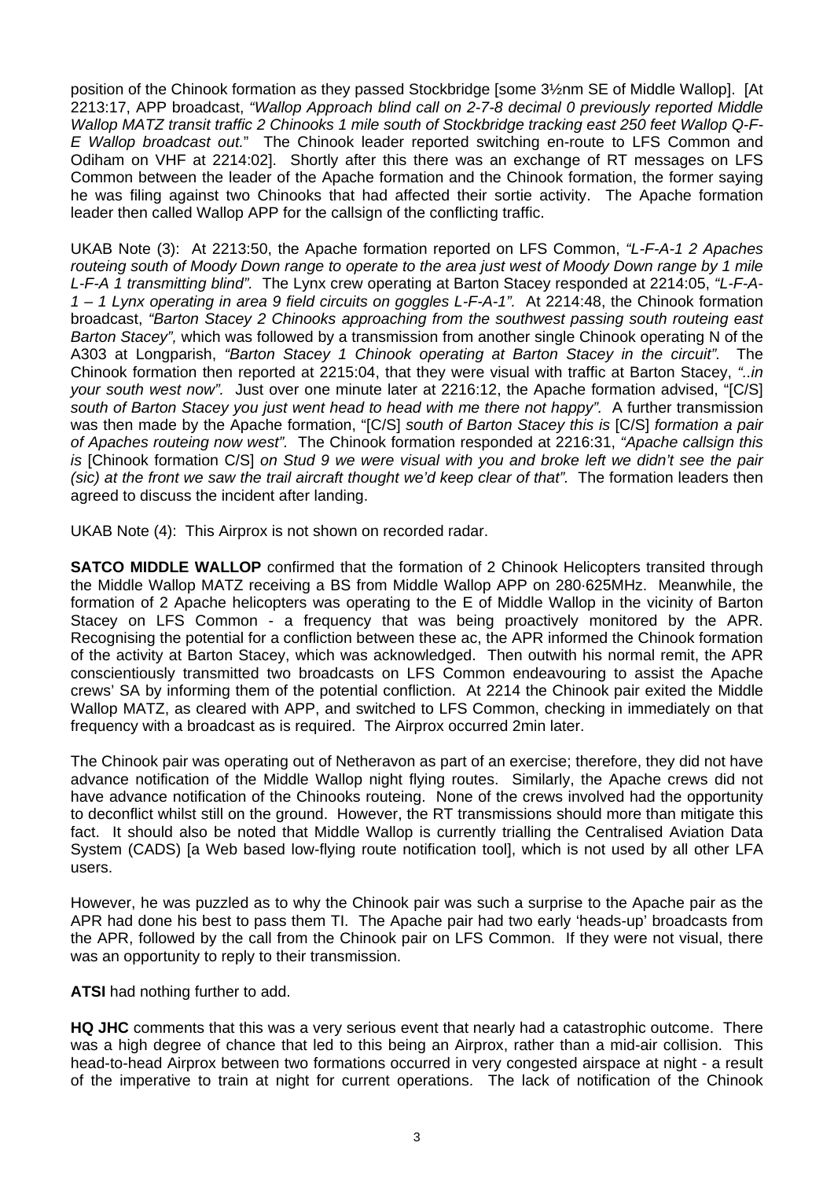position of the Chinook formation as they passed Stockbridge [some 3½nm SE of Middle Wallop]. [At 2213:17, APP broadcast, *"Wallop Approach blind call on 2-7-8 decimal 0 previously reported Middle Wallop MATZ transit traffic 2 Chinooks 1 mile south of Stockbridge tracking east 250 feet Wallop Q-F-E Wallop broadcast out.*" The Chinook leader reported switching en-route to LFS Common and Odiham on VHF at 2214:02]. Shortly after this there was an exchange of RT messages on LFS Common between the leader of the Apache formation and the Chinook formation, the former saying he was filing against two Chinooks that had affected their sortie activity. The Apache formation leader then called Wallop APP for the callsign of the conflicting traffic.

UKAB Note (3): At 2213:50, the Apache formation reported on LFS Common, *"L-F-A-1 2 Apaches routeing south of Moody Down range to operate to the area just west of Moody Down range by 1 mile L-F-A 1 transmitting blind".* The Lynx crew operating at Barton Stacey responded at 2214:05, *"L-F-A-1 – 1 Lynx operating in area 9 field circuits on goggles L-F-A-1".* At 2214:48, the Chinook formation broadcast, *"Barton Stacey 2 Chinooks approaching from the southwest passing south routeing east Barton Stacey",* which was followed by a transmission from another single Chinook operating N of the A303 at Longparish, *"Barton Stacey 1 Chinook operating at Barton Stacey in the circuit".* The Chinook formation then reported at 2215:04, that they were visual with traffic at Barton Stacey, *"..in your south west now".* Just over one minute later at 2216:12, the Apache formation advised, "[C/S] *south of Barton Stacey you just went head to head with me there not happy".* A further transmission was then made by the Apache formation, "[C/S] *south of Barton Stacey this is* [C/S] *formation a pair of Apaches routeing now west".* The Chinook formation responded at 2216:31, *"Apache callsign this is* [Chinook formation C/S] *on Stud 9 we were visual with you and broke left we didn't see the pair (sic) at the front we saw the trail aircraft thought we'd keep clear of that".* The formation leaders then agreed to discuss the incident after landing.

UKAB Note (4): This Airprox is not shown on recorded radar.

**SATCO MIDDLE WALLOP** confirmed that the formation of 2 Chinook Helicopters transited through the Middle Wallop MATZ receiving a BS from Middle Wallop APP on 280·625MHz. Meanwhile, the formation of 2 Apache helicopters was operating to the E of Middle Wallop in the vicinity of Barton Stacey on LFS Common - a frequency that was being proactively monitored by the APR. Recognising the potential for a confliction between these ac, the APR informed the Chinook formation of the activity at Barton Stacey, which was acknowledged. Then outwith his normal remit, the APR conscientiously transmitted two broadcasts on LFS Common endeavouring to assist the Apache crews' SA by informing them of the potential confliction. At 2214 the Chinook pair exited the Middle Wallop MATZ, as cleared with APP, and switched to LFS Common, checking in immediately on that frequency with a broadcast as is required. The Airprox occurred 2min later.

The Chinook pair was operating out of Netheravon as part of an exercise; therefore, they did not have advance notification of the Middle Wallop night flying routes. Similarly, the Apache crews did not have advance notification of the Chinooks routeing. None of the crews involved had the opportunity to deconflict whilst still on the ground. However, the RT transmissions should more than mitigate this fact. It should also be noted that Middle Wallop is currently trialling the Centralised Aviation Data System (CADS) [a Web based low-flying route notification tool], which is not used by all other LFA users.

However, he was puzzled as to why the Chinook pair was such a surprise to the Apache pair as the APR had done his best to pass them TI. The Apache pair had two early 'heads-up' broadcasts from the APR, followed by the call from the Chinook pair on LFS Common. If they were not visual, there was an opportunity to reply to their transmission.

**ATSI** had nothing further to add.

**HQ JHC** comments that this was a very serious event that nearly had a catastrophic outcome. There was a high degree of chance that led to this being an Airprox, rather than a mid-air collision. This head-to-head Airprox between two formations occurred in very congested airspace at night - a result of the imperative to train at night for current operations. The lack of notification of the Chinook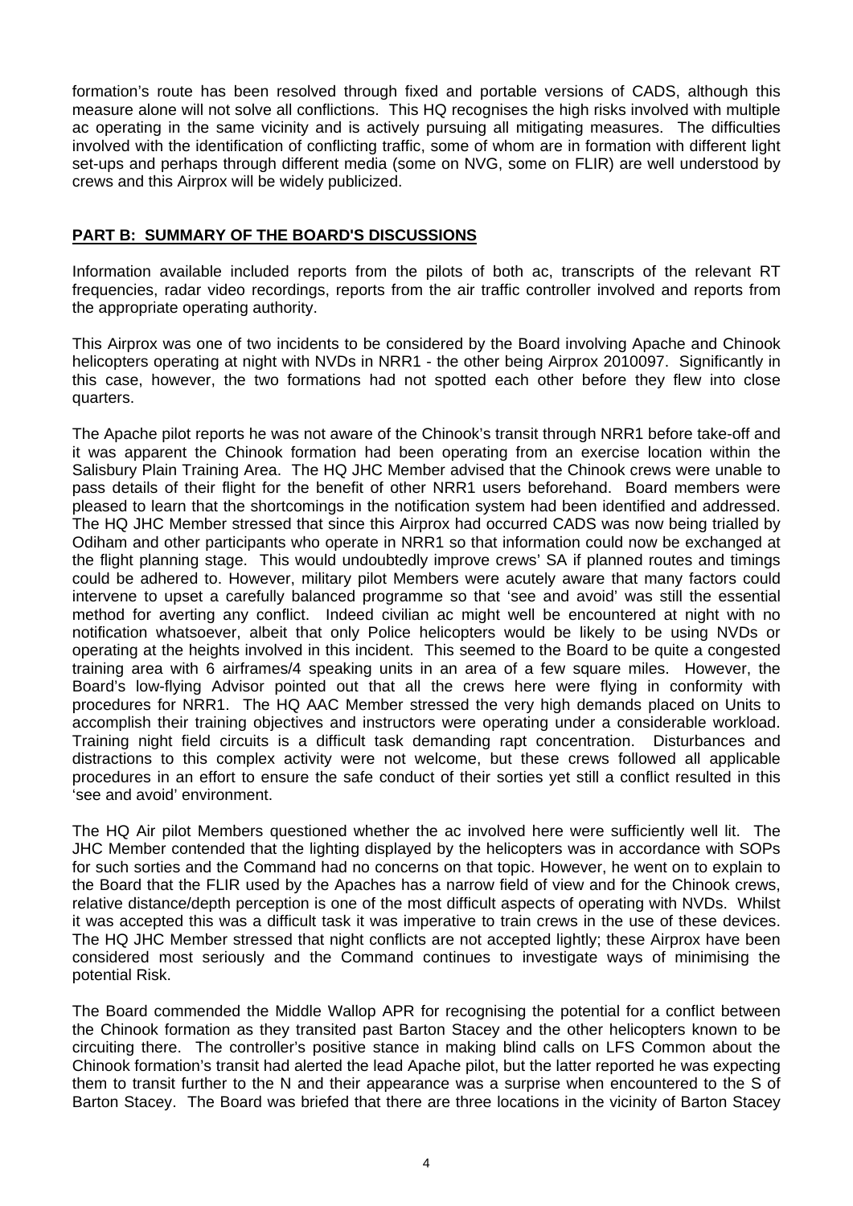formation's route has been resolved through fixed and portable versions of CADS, although this measure alone will not solve all conflictions. This HQ recognises the high risks involved with multiple ac operating in the same vicinity and is actively pursuing all mitigating measures. The difficulties involved with the identification of conflicting traffic, some of whom are in formation with different light set-ups and perhaps through different media (some on NVG, some on FLIR) are well understood by crews and this Airprox will be widely publicized.

## PART B: SUMMARY OF THE BOARD'S DISCUSSIONS

Information available included reports from the pilots of both ac, transcripts of the relevant RT frequencies, radar video recordings, reports from the air traffic controller involved and reports from the appropriate operating authority.

This Airprox was one of two incidents to be considered by the Board involving Apache and Chinook helicopters operating at night with NVDs in NRR1 - the other being Airprox 2010097. Significantly in this case, however, the two formations had not spotted each other before they flew into close quarters.

The Apache pilot reports he was not aware of the Chinook's transit through NRR1 before take-off and it was apparent the Chinook formation had been operating from an exercise location within the Salisbury Plain Training Area. The HQ JHC Member advised that the Chinook crews were unable to pass details of their flight for the benefit of other NRR1 users beforehand. Board members were pleased to learn that the shortcomings in the notification system had been identified and addressed. The HQ JHC Member stressed that since this Airprox had occurred CADS was now being trialled by Odiham and other participants who operate in NRR1 so that information could now be exchanged at the flight planning stage. This would undoubtedly improve crews' SA if planned routes and timings could be adhered to. However, military pilot Members were acutely aware that many factors could intervene to upset a carefully balanced programme so that 'see and avoid' was still the essential method for averting any conflict. Indeed civilian ac might well be encountered at night with no notification whatsoever, albeit that only Police helicopters would be likely to be using NVDs or operating at the heights involved in this incident. This seemed to the Board to be quite a congested training area with 6 airframes/4 speaking units in an area of a few square miles. However, the Board's low-flying Advisor pointed out that all the crews here were flying in conformity with procedures for NRR1. The HQ AAC Member stressed the very high demands placed on Units to accomplish their training objectives and instructors were operating under a considerable workload. Training night field circuits is a difficult task demanding rapt concentration. Disturbances and distractions to this complex activity were not welcome, but these crews followed all applicable procedures in an effort to ensure the safe conduct of their sorties yet still a conflict resulted in this 'see and avoid' environment.

The HQ Air pilot Members questioned whether the ac involved here were sufficiently well lit. The JHC Member contended that the lighting displayed by the helicopters was in accordance with SOPs for such sorties and the Command had no concerns on that topic. However, he went on to explain to the Board that the FLIR used by the Apaches has a narrow field of view and for the Chinook crews, relative distance/depth perception is one of the most difficult aspects of operating with NVDs. Whilst it was accepted this was a difficult task it was imperative to train crews in the use of these devices. The HQ JHC Member stressed that night conflicts are not accepted lightly; these Airprox have been considered most seriously and the Command continues to investigate ways of minimising the potential Risk.

The Board commended the Middle Wallop APR for recognising the potential for a conflict between the Chinook formation as they transited past Barton Stacey and the other helicopters known to be circuiting there. The controller's positive stance in making blind calls on LFS Common about the Chinook formation's transit had alerted the lead Apache pilot, but the latter reported he was expecting them to transit further to the N and their appearance was a surprise when encountered to the S of Barton Stacey. The Board was briefed that there are three locations in the vicinity of Barton Stacey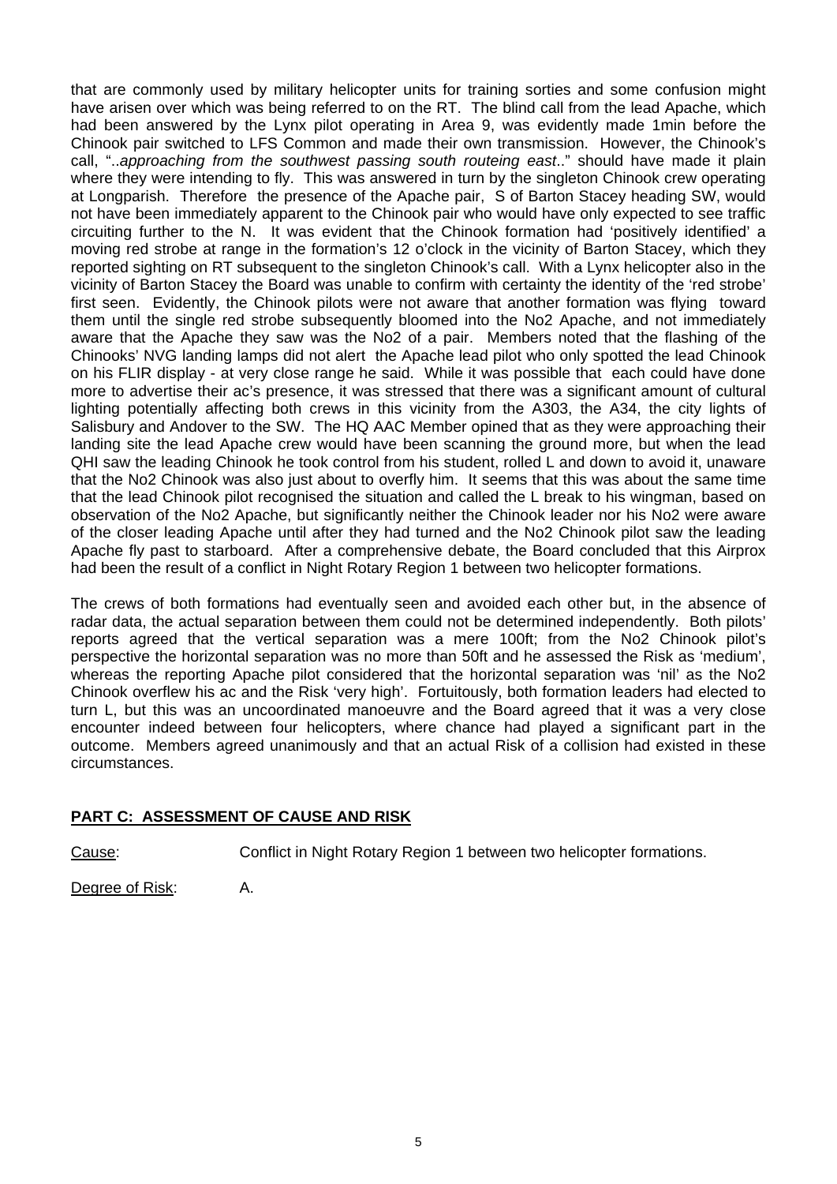that are commonly used by military helicopter units for training sorties and some confusion might have arisen over which was being referred to on the RT. The blind call from the lead Apache, which had been answered by the Lynx pilot operating in Area 9, was evidently made 1min before the Chinook pair switched to LFS Common and made their own transmission. However, the Chinook's call, "..*approaching from the southwest passing south routeing east..*" should have made it plain where they were intending to fly. This was answered in turn by the singleton Chinook crew operating at Longparish. Therefore the presence of the Apache pair, S of Barton Stacey heading SW, would not have been immediately apparent to the Chinook pair who would have only expected to see traffic circuiting further to the N. It was evident that the Chinook formation had 'positively identified' a moving red strobe at range in the formation's 12 o'clock in the vicinity of Barton Stacey, which they reported sighting on RT subsequent to the singleton Chinook's call. With a Lynx helicopter also in the vicinity of Barton Stacey the Board was unable to confirm with certainty the identity of the 'red strobe' first seen. Evidently, the Chinook pilots were not aware that another formation was flying toward them until the single red strobe subsequently bloomed into the No2 Apache, and not immediately aware that the Apache they saw was the No2 of a pair. Members noted that the flashing of the Chinooks' NVG landing lamps did not alert the Apache lead pilot who only spotted the lead Chinook on his FLIR display - at very close range he said. While it was possible that each could have done more to advertise their ac's presence, it was stressed that there was a significant amount of cultural lighting potentially affecting both crews in this vicinity from the A303, the A34, the city lights of Salisbury and Andover to the SW. The HQ AAC Member opined that as they were approaching their landing site the lead Apache crew would have been scanning the ground more, but when the lead QHI saw the leading Chinook he took control from his student, rolled L and down to avoid it, unaware that the No2 Chinook was also just about to overfly him. It seems that this was about the same time that the lead Chinook pilot recognised the situation and called the L break to his wingman, based on observation of the No2 Apache, but significantly neither the Chinook leader nor his No2 were aware of the closer leading Apache until after they had turned and the No2 Chinook pilot saw the leading Apache fly past to starboard. After a comprehensive debate, the Board concluded that this Airprox had been the result of a conflict in Night Rotary Region 1 between two helicopter formations.

The crews of both formations had eventually seen and avoided each other but, in the absence of radar data, the actual separation between them could not be determined independently. Both pilots' reports agreed that the vertical separation was a mere 100ft; from the No2 Chinook pilot's perspective the horizontal separation was no more than 50ft and he assessed the Risk as 'medium', whereas the reporting Apache pilot considered that the horizontal separation was 'nil' as the No2 Chinook overflew his ac and the Risk 'very high'. Fortuitously, both formation leaders had elected to turn L, but this was an uncoordinated manoeuvre and the Board agreed that it was a very close encounter indeed between four helicopters, where chance had played a significant part in the outcome. Members agreed unanimously and that an actual Risk of a collision had existed in these circumstances.

## PART C: ASSESSMENT OF CAUSE AND RISK

Cause: Conflict in Night Rotary Region 1 between two helicopter formations.

Degree of Risk: A.